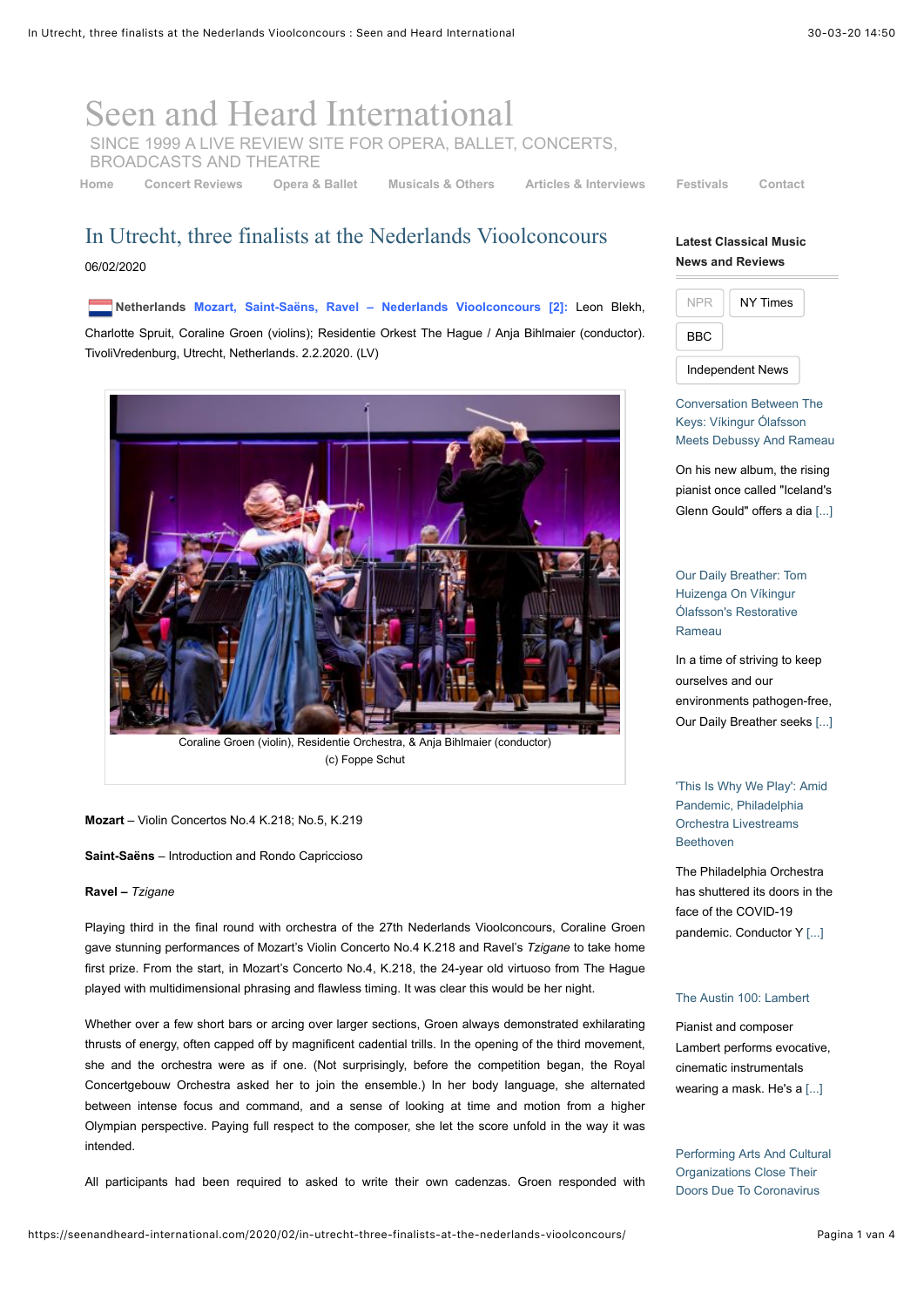# Seen and Heard International

SINCE 1999 A LIVE REVIEW SITE FOR OPERA, BALLET, CONCERTS, BROADCASTS AND THEATRE

Home | Concert Reviews | Opera & Ballet | Musicals & Others | Articles & Interviews | Festivals | Contact

## In Utrecht, three finalists at the Nederlands Vioolconcours

06/02/2020

**Netherlands** **Mozart, Saint-Saëns, Ravel – Nederlands Vioolconcours [2]:** Leon Blekh, Charlotte Spruit, Coraline Groen (violins); Residentie Orkest The Hague / Anja Bihlmaier (conductor). TivoliVredenburg, Utrecht, Netherlands. 2.2.2020. (LV)

Coraline Groen (violin), Residentie Orchestra, & Anja Bihlmaier (conductor) (c) Foppe Schut

**Mozart** – Violin Concertos No.4 K.218; No.5, K.219

**Saint-Saëns** – Introduction and Rondo Capriccioso

**Ravel –** *Tzigane*

Playing third in the final round with orchestra of the 27th Nederlands Vioolconcours, Coraline Groen gave stunning performances of Mozart's Violin Concerto No.4 K.218 and Ravel's *Tzigane* to take home first prize. From the start, in Mozart's Concerto No.4, K.218, the 24-year old virtuoso from The Hague played with multidimensional phrasing and flawless timing. It was clear this would be her night.

Whether over a few short bars or arcing over larger sections, Groen always demonstrated exhilarating thrusts of energy, often capped off by magnificent cadential trills. In the opening of the third movement, she and the orchestra were as if one. (Not surprisingly, before the competition began, the Royal Concertgebouw Orchestra asked her to join the ensemble.) In her body language, she alternated between intense focus and command, and a sense of looking at time and motion from a higher Olympian perspective. Paying full respect to the composer, she let the score unfold in the way it was intended.

All participants had been required to asked to write their own cadenzas. Groen responded with

---

**Latest Classical Music News and Reviews**

NPR | NY Times | BBC | Independent News

Conversation Between The Keys: Víkingur Ólafsson Meets Debussy And Rameau

On his new album, the rising pianist once called "Iceland's Glenn Gould" offers a dia [...]

Our Daily Breather: Tom Huizenga On Víkingur Ólafsson's Restorative Rameau

In a time of striving to keep ourselves and our environments pathogen-free, Our Daily Breather seeks [...]

'This Is Why We Play': Amid Pandemic, Philadelphia Orchestra Livestreams Beethoven

The Philadelphia Orchestra has shuttered its doors in the face of the COVID-19 pandemic. Conductor Y [...]

The Austin 100: Lambert

Pianist and composer Lambert performs evocative, cinematic instrumentals wearing a mask. He's a [...]

Performing Arts And Cultural Organizations Close Their Doors Due To Coronavirus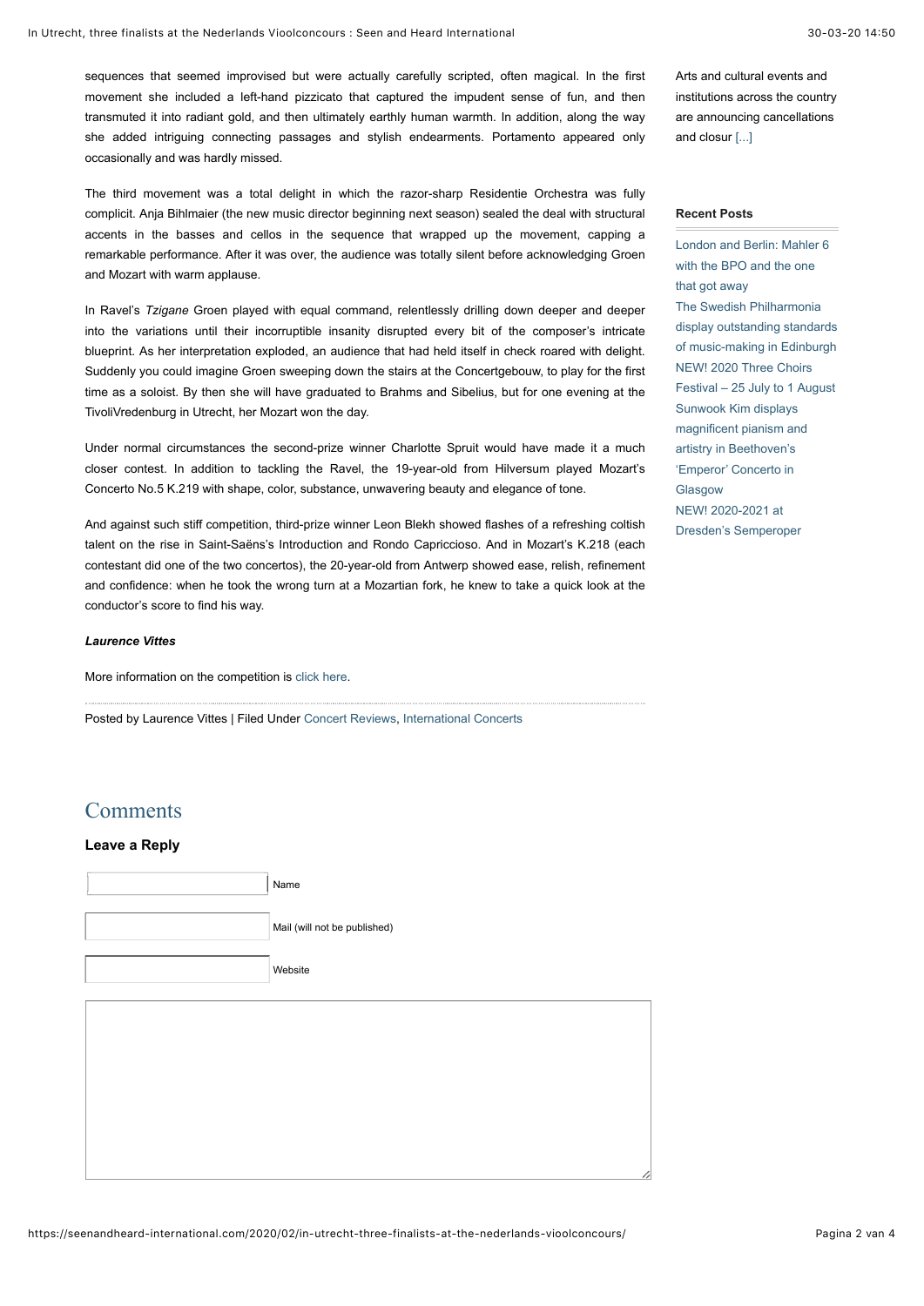sequences that seemed improvised but were actually carefully scripted, often magical. In the first movement she included a left-hand pizzicato that captured the impudent sense of fun, and then transmuted it into radiant gold, and then ultimately earthly human warmth. In addition, along the way she added intriguing connecting passages and stylish endearments. Portamento appeared only occasionally and was hardly missed.

The third movement was a total delight in which the razor-sharp Residentie Orchestra was fully complicit. Anja Bihlmaier (the new music director beginning next season) sealed the deal with structural accents in the basses and cellos in the sequence that wrapped up the movement, capping a remarkable performance. After it was over, the audience was totally silent before acknowledging Groen and Mozart with warm applause.

In Ravel's *Tzigane* Groen played with equal command, relentlessly drilling down deeper and deeper into the variations until their incorruptible insanity disrupted every bit of the composer's intricate blueprint. As her interpretation exploded, an audience that had held itself in check roared with delight. Suddenly you could imagine Groen sweeping down the stairs at the Concertgebouw, to play for the first time as a soloist. By then she will have graduated to Brahms and Sibelius, but for one evening at the TivoliVredenburg in Utrecht, her Mozart won the day.

Under normal circumstances the second-prize winner Charlotte Spruit would have made it a much closer contest. In addition to tackling the Ravel, the 19-year-old from Hilversum played Mozart's Concerto No.5 K.219 with shape, color, substance, unwavering beauty and elegance of tone.

And against such stiff competition, third-prize winner Leon Blekh showed flashes of a refreshing coltish talent on the rise in Saint-Saëns's Introduction and Rondo Capriccioso. And in Mozart's K.218 (each contestant did one of the two concertos), the 20-year-old from Antwerp showed ease, relish, refinement and confidence: when he took the wrong turn at a Mozartian fork, he knew to take a quick look at the conductor's score to find his way.

***Laurence Vittes***

More information on the competition is click here.

Posted by Laurence Vittes | Filed Under Concert Reviews, International Concerts

## Comments

### Leave a Reply

Name

Mail (will not be published)

Website

Arts and cultural events and institutions across the country are announcing cancellations and closur [...]

**Recent Posts**

- London and Berlin: Mahler 6 with the BPO and the one that got away
- The Swedish Philharmonia display outstanding standards of music-making in Edinburgh
- NEW! 2020 Three Choirs Festival – 25 July to 1 August
- Sunwook Kim displays magnificent pianism and artistry in Beethoven's 'Emperor' Concerto in Glasgow
- NEW! 2020-2021 at Dresden's Semperoper